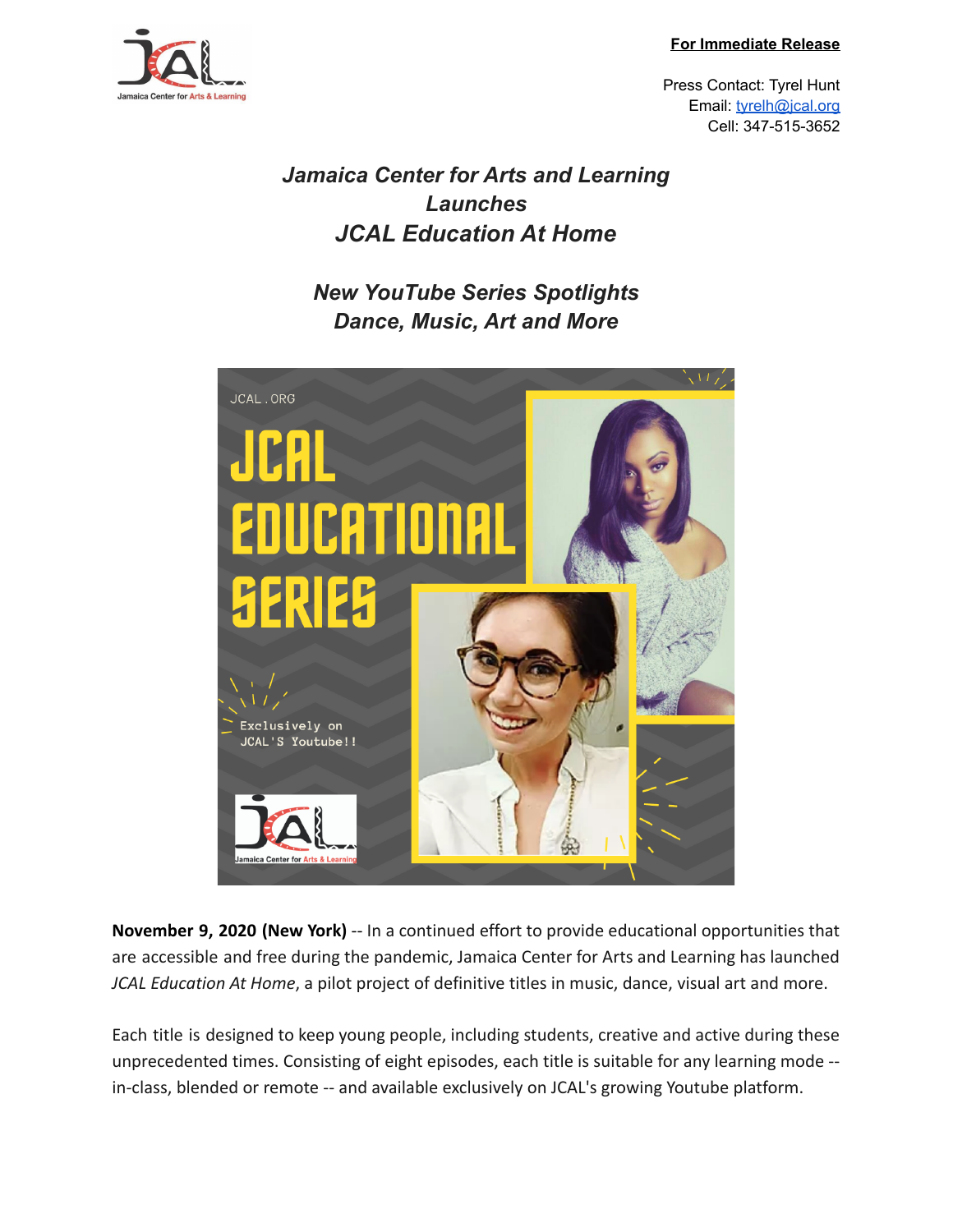**For Immediate Release**

Press Contact: Tyrel Hunt
Email: tyrelh@jcal.org
Cell: 347-515-3652

# *Jamaica Center for Arts and Learning Launches JCAL Education At Home*

## *New YouTube Series Spotlights Dance, Music, Art and More*

**November 9, 2020 (New York)** -- In a continued effort to provide educational opportunities that are accessible and free during the pandemic, Jamaica Center for Arts and Learning has launched *JCAL Education At Home*, a pilot project of definitive titles in music, dance, visual art and more.

Each title is designed to keep young people, including students, creative and active during these unprecedented times. Consisting of eight episodes, each title is suitable for any learning mode -- in-class, blended or remote -- and available exclusively on JCAL's growing Youtube platform.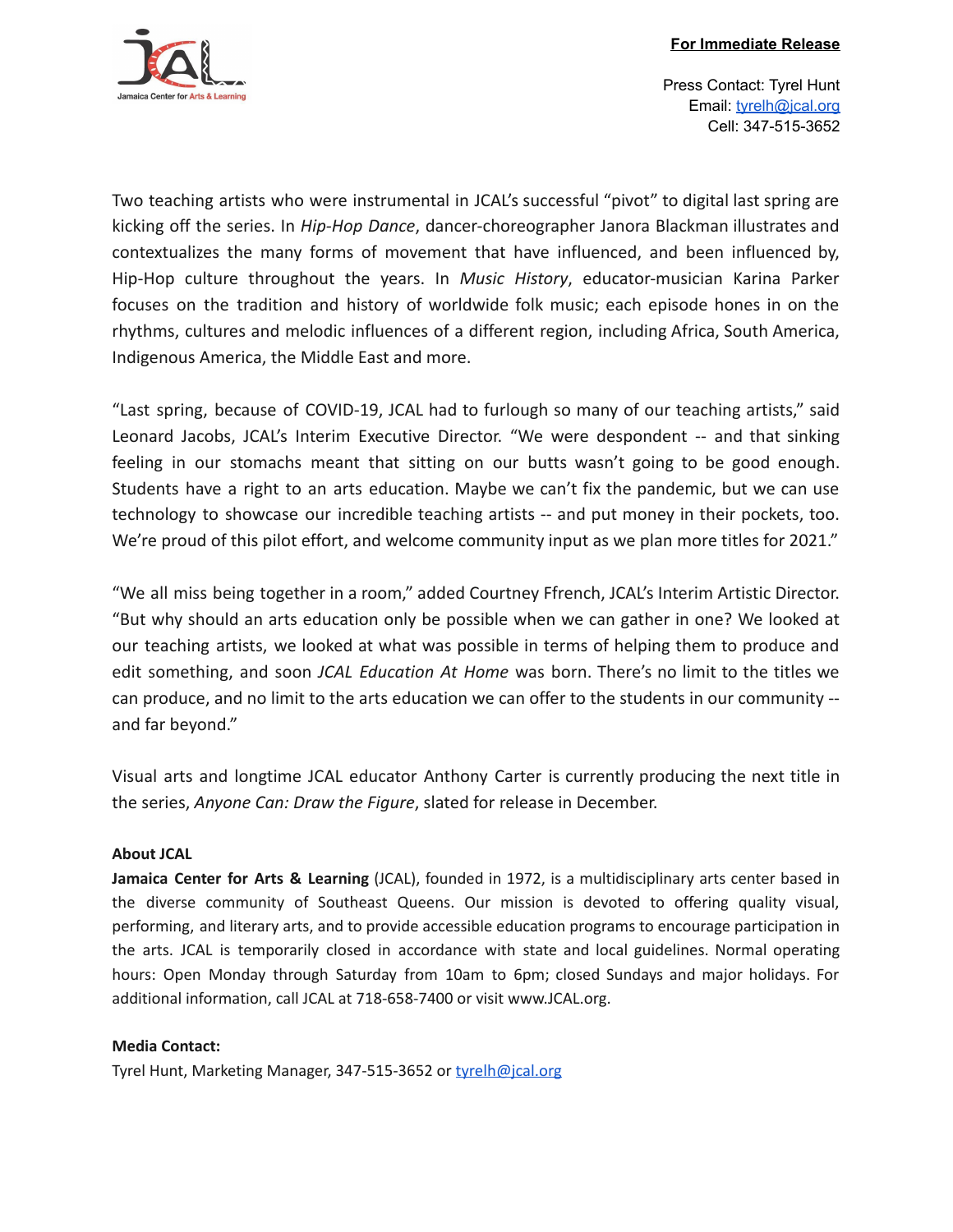**For Immediate Release**

Press Contact: Tyrel Hunt
Email: tyrelh@jcal.org
Cell: 347-515-3652

Two teaching artists who were instrumental in JCAL's successful "pivot" to digital last spring are kicking off the series. In *Hip-Hop Dance*, dancer-choreographer Janora Blackman illustrates and contextualizes the many forms of movement that have influenced, and been influenced by, Hip-Hop culture throughout the years. In *Music History*, educator-musician Karina Parker focuses on the tradition and history of worldwide folk music; each episode hones in on the rhythms, cultures and melodic influences of a different region, including Africa, South America, Indigenous America, the Middle East and more.

"Last spring, because of COVID-19, JCAL had to furlough so many of our teaching artists," said Leonard Jacobs, JCAL's Interim Executive Director. "We were despondent -- and that sinking feeling in our stomachs meant that sitting on our butts wasn't going to be good enough. Students have a right to an arts education. Maybe we can't fix the pandemic, but we can use technology to showcase our incredible teaching artists -- and put money in their pockets, too. We're proud of this pilot effort, and welcome community input as we plan more titles for 2021."

"We all miss being together in a room," added Courtney Ffrench, JCAL's Interim Artistic Director. "But why should an arts education only be possible when we can gather in one? We looked at our teaching artists, we looked at what was possible in terms of helping them to produce and edit something, and soon *JCAL Education At Home* was born. There's no limit to the titles we can produce, and no limit to the arts education we can offer to the students in our community -- and far beyond."

Visual arts and longtime JCAL educator Anthony Carter is currently producing the next title in the series, *Anyone Can: Draw the Figure*, slated for release in December.

**About JCAL**

**Jamaica Center for Arts & Learning** (JCAL), founded in 1972, is a multidisciplinary arts center based in the diverse community of Southeast Queens. Our mission is devoted to offering quality visual, performing, and literary arts, and to provide accessible education programs to encourage participation in the arts. JCAL is temporarily closed in accordance with state and local guidelines. Normal operating hours: Open Monday through Saturday from 10am to 6pm; closed Sundays and major holidays. For additional information, call JCAL at 718-658-7400 or visit www.JCAL.org.

**Media Contact:**

Tyrel Hunt, Marketing Manager, 347-515-3652 or tyrelh@jcal.org